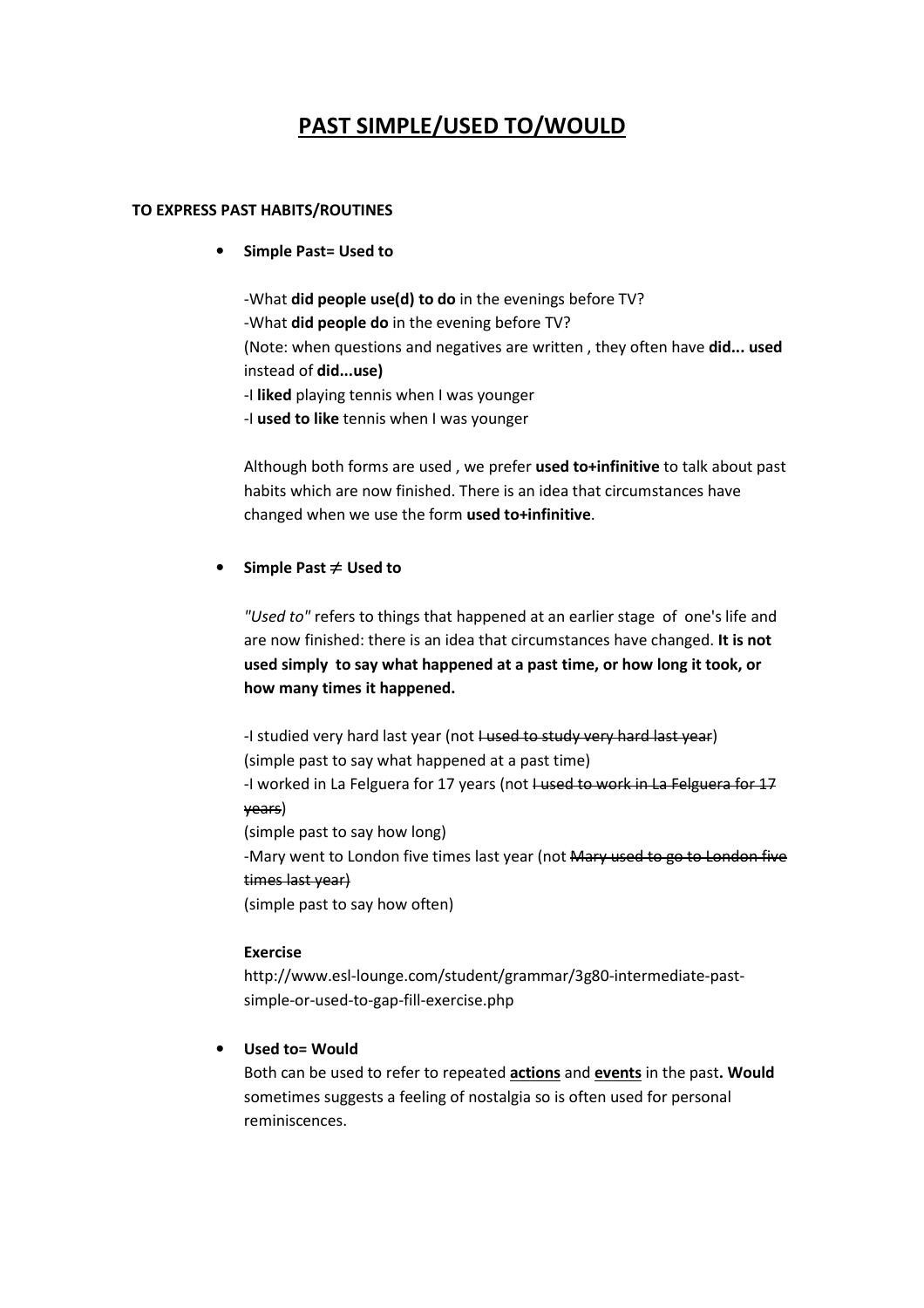# PAST SIMPLE/USED TO/WOULD

**TO EXPRESS PAST HABITS/ROUTINES**

- **Simple Past= Used to**

  -What **did people use(d) to do** in the evenings before TV?
  -What **did people do** in the evening before TV?
  (Note: when questions and negatives are written , they often have **did... used** instead of **did...use)**
  -I **liked** playing tennis when I was younger
  -I **used to like** tennis when I was younger

  Although both forms are used , we prefer **used to+infinitive** to talk about past habits which are now finished. There is an idea that circumstances have changed when we use the form **used to+infinitive**.

- **Simple Past ≠ Used to**

  *"Used to"* refers to things that happened at an earlier stage of one's life and are now finished: there is an idea that circumstances have changed. **It is not used simply to say what happened at a past time, or how long it took, or how many times it happened.**

  -I studied very hard last year (not ~~I used to study very hard last year~~)
  (simple past to say what happened at a past time)
  -I worked in La Felguera for 17 years (not ~~I used to work in La Felguera for 17 years~~)
  (simple past to say how long)
  -Mary went to London five times last year (not ~~Mary used to go to London five times last year)~~
  (simple past to say how often)

  **Exercise**
  http://www.esl-lounge.com/student/grammar/3g80-intermediate-past-simple-or-used-to-gap-fill-exercise.php

- **Used to= Would**
  Both can be used to refer to repeated **actions** and **events** in the past**. Would** sometimes suggests a feeling of nostalgia so is often used for personal reminiscences.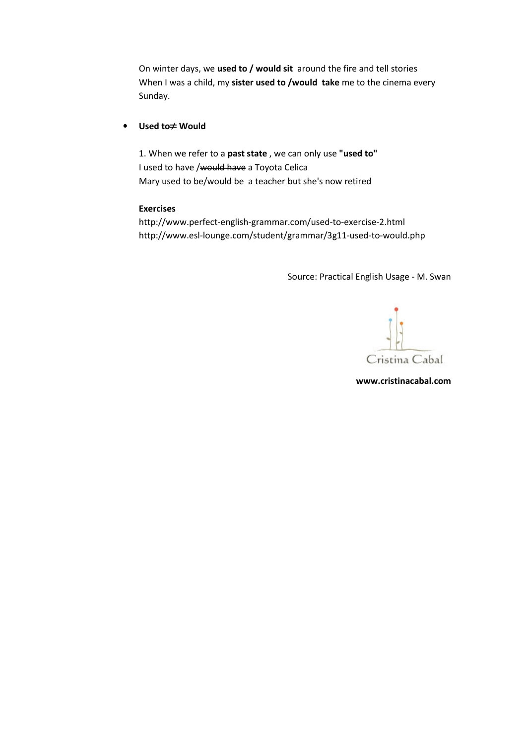On winter days, we **used to / would sit** around the fire and tell stories
When I was a child, my **sister used to /would take** me to the cinema every Sunday.

- **Used to≠ Would**

1. When we refer to a **past state** , we can only use **"used to"**
I used to have /~~would have~~ a Toyota Celica
Mary used to be/~~would be~~ a teacher but she's now retired

**Exercises**
http://www.perfect-english-grammar.com/used-to-exercise-2.html
http://www.esl-lounge.com/student/grammar/3g11-used-to-would.php

Source: Practical English Usage - M. Swan

Cristina Cabal

**www.cristinacabal.com**